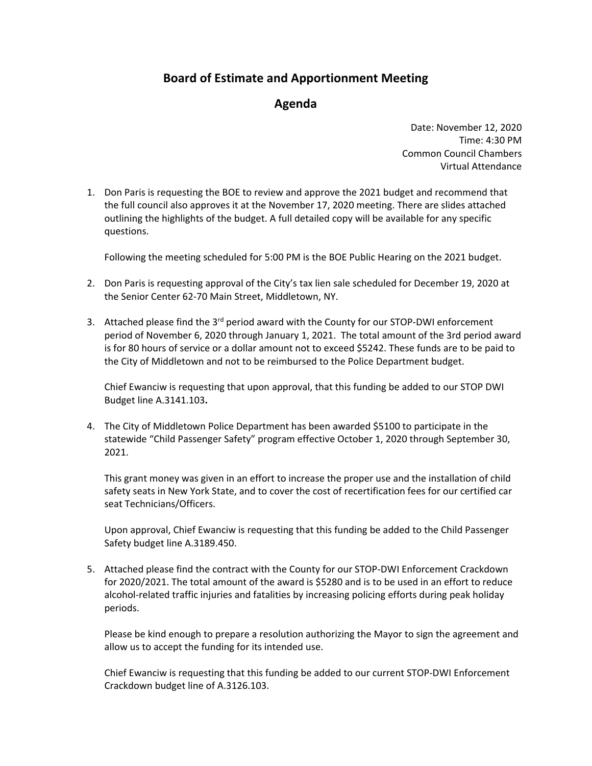# Board of Estimate and Apportionment Meeting

## Agenda

Date: November 12, 2020
Time: 4:30 PM
Common Council Chambers
Virtual Attendance

1. Don Paris is requesting the BOE to review and approve the 2021 budget and recommend that the full council also approves it at the November 17, 2020 meeting. There are slides attached outlining the highlights of the budget. A full detailed copy will be available for any specific questions.

   Following the meeting scheduled for 5:00 PM is the BOE Public Hearing on the 2021 budget.

2. Don Paris is requesting approval of the City's tax lien sale scheduled for December 19, 2020 at the Senior Center 62-70 Main Street, Middletown, NY.

3. Attached please find the 3rd period award with the County for our STOP-DWI enforcement period of November 6, 2020 through January 1, 2021. The total amount of the 3rd period award is for 80 hours of service or a dollar amount not to exceed $5242. These funds are to be paid to the City of Middletown and not to be reimbursed to the Police Department budget.

   Chief Ewanciw is requesting that upon approval, that this funding be added to our STOP DWI Budget line A.3141.103**.**

4. The City of Middletown Police Department has been awarded $5100 to participate in the statewide "Child Passenger Safety" program effective October 1, 2020 through September 30, 2021.

   This grant money was given in an effort to increase the proper use and the installation of child safety seats in New York State, and to cover the cost of recertification fees for our certified car seat Technicians/Officers.

   Upon approval, Chief Ewanciw is requesting that this funding be added to the Child Passenger Safety budget line A.3189.450.

5. Attached please find the contract with the County for our STOP-DWI Enforcement Crackdown for 2020/2021. The total amount of the award is $5280 and is to be used in an effort to reduce alcohol-related traffic injuries and fatalities by increasing policing efforts during peak holiday periods.

   Please be kind enough to prepare a resolution authorizing the Mayor to sign the agreement and allow us to accept the funding for its intended use.

   Chief Ewanciw is requesting that this funding be added to our current STOP-DWI Enforcement Crackdown budget line of A.3126.103.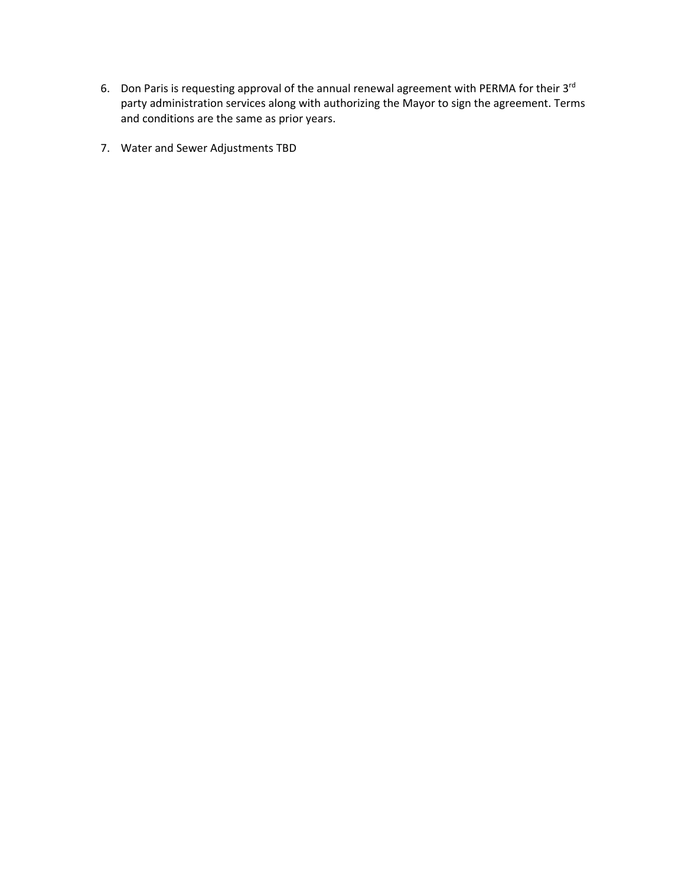6. Don Paris is requesting approval of the annual renewal agreement with PERMA for their 3rd party administration services along with authorizing the Mayor to sign the agreement. Terms and conditions are the same as prior years.

7. Water and Sewer Adjustments TBD